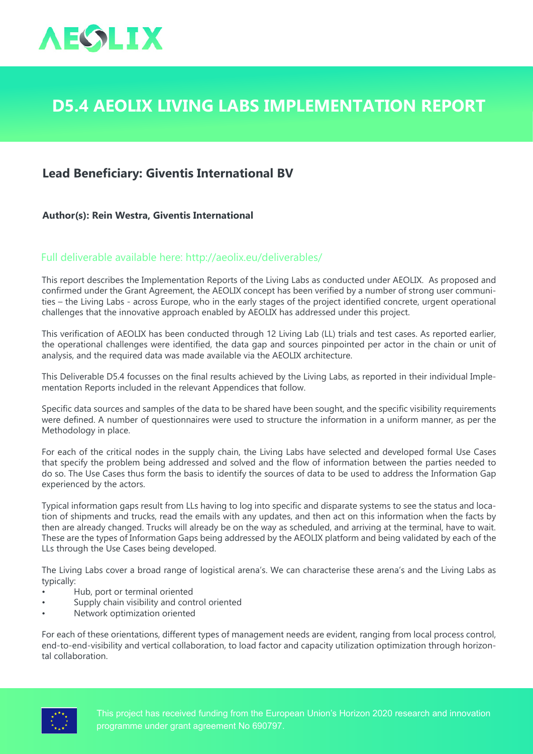AEOLIX

# D5.4 AEOLIX LIVING LABS IMPLEMENTATION REPORT

## Lead Beneficiary: Giventis International BV

**Author(s): Rein Westra, Giventis International**

Full deliverable available here: http://aeolix.eu/deliverables/

This report describes the Implementation Reports of the Living Labs as conducted under AEOLIX. As proposed and confirmed under the Grant Agreement, the AEOLIX concept has been verified by a number of strong user communities – the Living Labs - across Europe, who in the early stages of the project identified concrete, urgent operational challenges that the innovative approach enabled by AEOLIX has addressed under this project.

This verification of AEOLIX has been conducted through 12 Living Lab (LL) trials and test cases. As reported earlier, the operational challenges were identified, the data gap and sources pinpointed per actor in the chain or unit of analysis, and the required data was made available via the AEOLIX architecture.

This Deliverable D5.4 focusses on the final results achieved by the Living Labs, as reported in their individual Implementation Reports included in the relevant Appendices that follow.

Specific data sources and samples of the data to be shared have been sought, and the specific visibility requirements were defined. A number of questionnaires were used to structure the information in a uniform manner, as per the Methodology in place.

For each of the critical nodes in the supply chain, the Living Labs have selected and developed formal Use Cases that specify the problem being addressed and solved and the flow of information between the parties needed to do so. The Use Cases thus form the basis to identify the sources of data to be used to address the Information Gap experienced by the actors.

Typical information gaps result from LLs having to log into specific and disparate systems to see the status and location of shipments and trucks, read the emails with any updates, and then act on this information when the facts by then are already changed. Trucks will already be on the way as scheduled, and arriving at the terminal, have to wait. These are the types of Information Gaps being addressed by the AEOLIX platform and being validated by each of the LLs through the Use Cases being developed.

The Living Labs cover a broad range of logistical arena's. We can characterise these arena's and the Living Labs as typically:

- Hub, port or terminal oriented
- Supply chain visibility and control oriented
- Network optimization oriented

For each of these orientations, different types of management needs are evident, ranging from local process control, end-to-end-visibility and vertical collaboration, to load factor and capacity utilization optimization through horizontal collaboration.

This project has received funding from the European Union's Horizon 2020 research and innovation programme under grant agreement No 690797.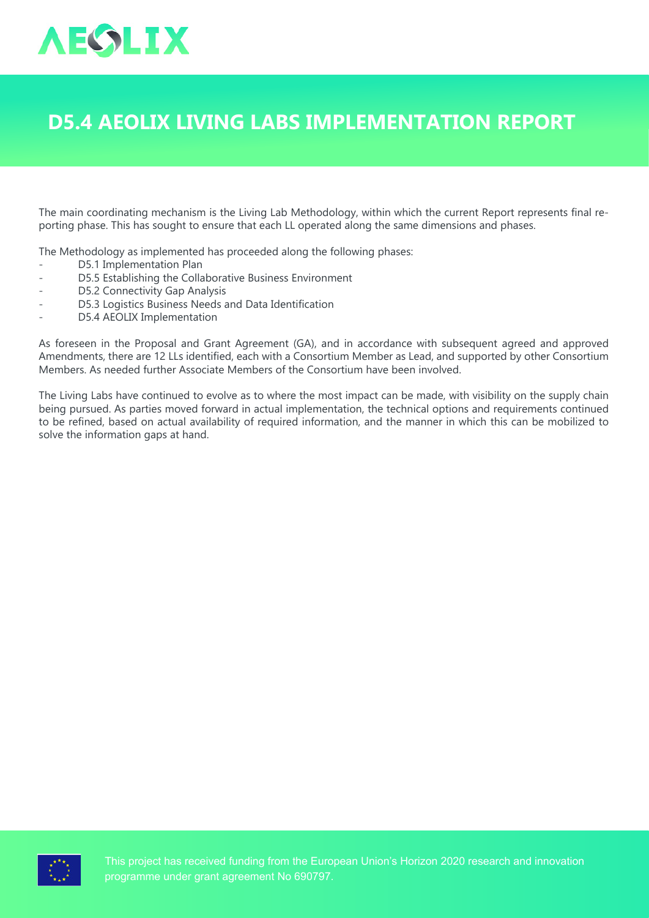# D5.4 AEOLIX LIVING LABS IMPLEMENTATION REPORT

The main coordinating mechanism is the Living Lab Methodology, within which the current Report represents final reporting phase. This has sought to ensure that each LL operated along the same dimensions and phases.

The Methodology as implemented has proceeded along the following phases:

- D5.1 Implementation Plan
- D5.5 Establishing the Collaborative Business Environment
- D5.2 Connectivity Gap Analysis
- D5.3 Logistics Business Needs and Data Identification
- D5.4 AEOLIX Implementation

As foreseen in the Proposal and Grant Agreement (GA), and in accordance with subsequent agreed and approved Amendments, there are 12 LLs identified, each with a Consortium Member as Lead, and supported by other Consortium Members. As needed further Associate Members of the Consortium have been involved.

The Living Labs have continued to evolve as to where the most impact can be made, with visibility on the supply chain being pursued. As parties moved forward in actual implementation, the technical options and requirements continued to be refined, based on actual availability of required information, and the manner in which this can be mobilized to solve the information gaps at hand.

This project has received funding from the European Union's Horizon 2020 research and innovation programme under grant agreement No 690797.